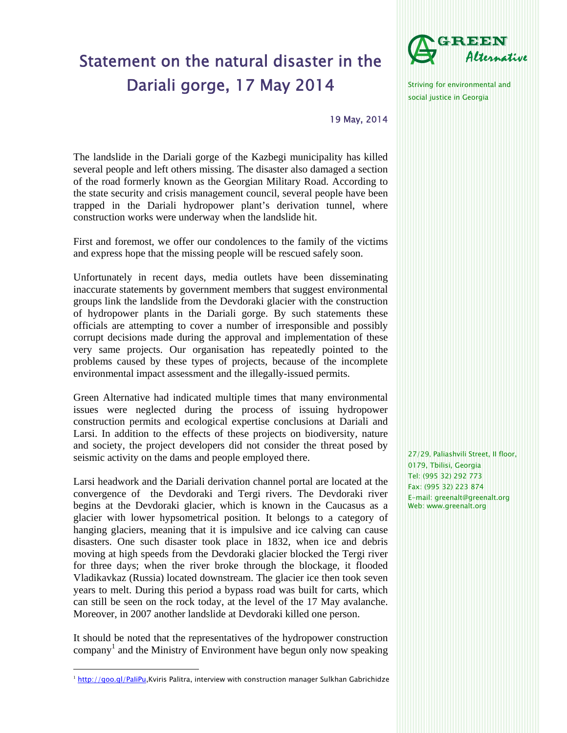# Statement on the natural disaster in the Dariali gorge, 17 May 2014

GREEN Alternative

Striving for environmental and social justice in Georgia

19 May, 2014

The landslide in the Dariali gorge of the Kazbegi municipality has killed several people and left others missing. The disaster also damaged a section of the road formerly known as the Georgian Military Road. According to the state security and crisis management council, several people have been trapped in the Dariali hydropower plant's derivation tunnel, where construction works were underway when the landslide hit.

First and foremost, we offer our condolences to the family of the victims and express hope that the missing people will be rescued safely soon.

Unfortunately in recent days, media outlets have been disseminating inaccurate statements by government members that suggest environmental groups link the landslide from the Devdoraki glacier with the construction of hydropower plants in the Dariali gorge. By such statements these officials are attempting to cover a number of irresponsible and possibly corrupt decisions made during the approval and implementation of these very same projects. Our organisation has repeatedly pointed to the problems caused by these types of projects, because of the incomplete environmental impact assessment and the illegally-issued permits.

Green Alternative had indicated multiple times that many environmental issues were neglected during the process of issuing hydropower construction permits and ecological expertise conclusions at Dariali and Larsi. In addition to the effects of these projects on biodiversity, nature and society, the project developers did not consider the threat posed by seismic activity on the dams and people employed there.

Larsi headwork and the Dariali derivation channel portal are located at the convergence of the Devdoraki and Tergi rivers. The Devdoraki river begins at the Devdoraki glacier, which is known in the Caucasus as a glacier with lower hypsometrical position. It belongs to a category of hanging glaciers, meaning that it is impulsive and ice calving can cause disasters. One such disaster took place in 1832, when ice and debris moving at high speeds from the Devdoraki glacier blocked the Tergi river for three days; when the river broke through the blockage, it flooded Vladikavkaz (Russia) located downstream. The glacier ice then took seven years to melt. During this period a bypass road was built for carts, which can still be seen on the rock today, at the level of the 17 May avalanche. Moreover, in 2007 another landslide at Devdoraki killed one person.

It should be noted that the representatives of the hydropower construction company[1] and the Ministry of Environment have begun only now speaking

27/29, Paliashvili Street, II floor,
0179, Tbilisi, Georgia
Tel: (995 32) 292 773
Fax: (995 32) 223 874
E-mail: greenalt@greenalt.org
Web: www.greenalt.org

[1] http://goo.gl/PaliPu, Kviris Palitra, interview with construction manager Sulkhan Gabrichidze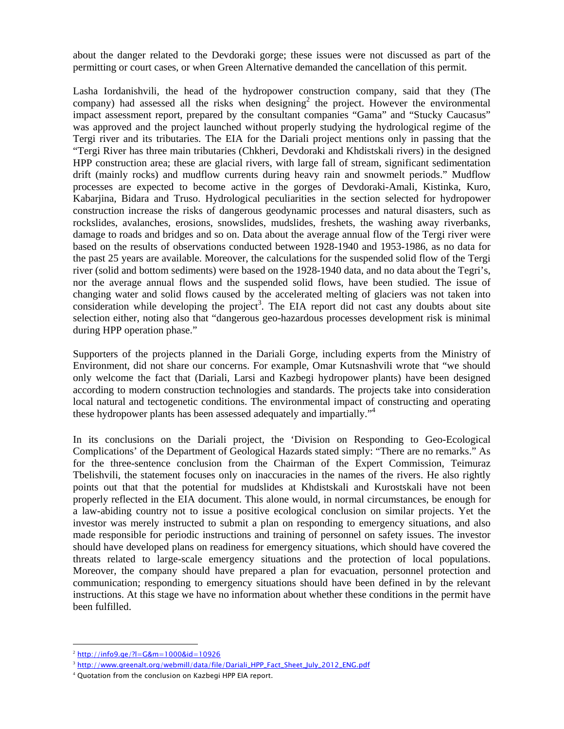about the danger related to the Devdoraki gorge; these issues were not discussed as part of the permitting or court cases, or when Green Alternative demanded the cancellation of this permit.

Lasha Iordanishvili, the head of the hydropower construction company, said that they (The company) had assessed all the risks when designing[2] the project. However the environmental impact assessment report, prepared by the consultant companies "Gama" and "Stucky Caucasus" was approved and the project launched without properly studying the hydrological regime of the Tergi river and its tributaries. The EIA for the Dariali project mentions only in passing that the "Tergi River has three main tributaries (Chkheri, Devdoraki and Khdistskali rivers) in the designed HPP construction area; these are glacial rivers, with large fall of stream, significant sedimentation drift (mainly rocks) and mudflow currents during heavy rain and snowmelt periods." Mudflow processes are expected to become active in the gorges of Devdoraki-Amali, Kistinka, Kuro, Kabarjina, Bidara and Truso. Hydrological peculiarities in the section selected for hydropower construction increase the risks of dangerous geodynamic processes and natural disasters, such as rockslides, avalanches, erosions, snowslides, mudslides, freshets, the washing away riverbanks, damage to roads and bridges and so on. Data about the average annual flow of the Tergi river were based on the results of observations conducted between 1928-1940 and 1953-1986, as no data for the past 25 years are available. Moreover, the calculations for the suspended solid flow of the Tergi river (solid and bottom sediments) were based on the 1928-1940 data, and no data about the Tegri's, nor the average annual flows and the suspended solid flows, have been studied. The issue of changing water and solid flows caused by the accelerated melting of glaciers was not taken into consideration while developing the project[3]. The EIA report did not cast any doubts about site selection either, noting also that "dangerous geo-hazardous processes development risk is minimal during HPP operation phase."

Supporters of the projects planned in the Dariali Gorge, including experts from the Ministry of Environment, did not share our concerns. For example, Omar Kutsnashvili wrote that "we should only welcome the fact that (Dariali, Larsi and Kazbegi hydropower plants) have been designed according to modern construction technologies and standards. The projects take into consideration local natural and tectogenetic conditions. The environmental impact of constructing and operating these hydropower plants has been assessed adequately and impartially."[4]

In its conclusions on the Dariali project, the 'Division on Responding to Geo-Ecological Complications' of the Department of Geological Hazards stated simply: "There are no remarks." As for the three-sentence conclusion from the Chairman of the Expert Commission, Teimuraz Tbelishvili, the statement focuses only on inaccuracies in the names of the rivers. He also rightly points out that that the potential for mudslides at Khdistskali and Kurostskali have not been properly reflected in the EIA document. This alone would, in normal circumstances, be enough for a law-abiding country not to issue a positive ecological conclusion on similar projects. Yet the investor was merely instructed to submit a plan on responding to emergency situations, and also made responsible for periodic instructions and training of personnel on safety issues. The investor should have developed plans on readiness for emergency situations, which should have covered the threats related to large-scale emergency situations and the protection of local populations. Moreover, the company should have prepared a plan for evacuation, personnel protection and communication; responding to emergency situations should have been defined in by the relevant instructions. At this stage we have no information about whether these conditions in the permit have been fulfilled.

---

[2] http://info9.ge/?l=G&m=1000&id=10926

[3] http://www.greenalt.org/webmill/data/file/Dariali_HPP_Fact_Sheet_July_2012_ENG.pdf

[4] Quotation from the conclusion on Kazbegi HPP EIA report.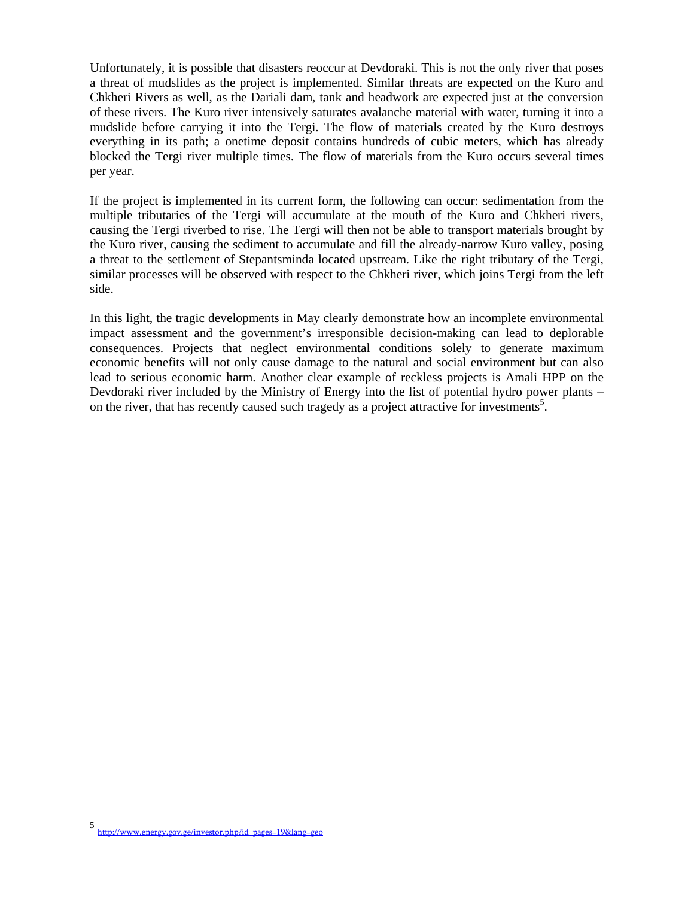Unfortunately, it is possible that disasters reoccur at Devdoraki. This is not the only river that poses a threat of mudslides as the project is implemented. Similar threats are expected on the Kuro and Chkheri Rivers as well, as the Dariali dam, tank and headwork are expected just at the conversion of these rivers. The Kuro river intensively saturates avalanche material with water, turning it into a mudslide before carrying it into the Tergi. The flow of materials created by the Kuro destroys everything in its path; a onetime deposit contains hundreds of cubic meters, which has already blocked the Tergi river multiple times. The flow of materials from the Kuro occurs several times per year.

If the project is implemented in its current form, the following can occur: sedimentation from the multiple tributaries of the Tergi will accumulate at the mouth of the Kuro and Chkheri rivers, causing the Tergi riverbed to rise. The Tergi will then not be able to transport materials brought by the Kuro river, causing the sediment to accumulate and fill the already-narrow Kuro valley, posing a threat to the settlement of Stepantsminda located upstream. Like the right tributary of the Tergi, similar processes will be observed with respect to the Chkheri river, which joins Tergi from the left side.

In this light, the tragic developments in May clearly demonstrate how an incomplete environmental impact assessment and the government's irresponsible decision-making can lead to deplorable consequences. Projects that neglect environmental conditions solely to generate maximum economic benefits will not only cause damage to the natural and social environment but can also lead to serious economic harm. Another clear example of reckless projects is Amali HPP on the Devdoraki river included by the Ministry of Energy into the list of potential hydro power plants – on the river, that has recently caused such tragedy as a project attractive for investments[5].

---

[5] http://www.energy.gov.ge/investor.php?id_pages=19&lang=geo